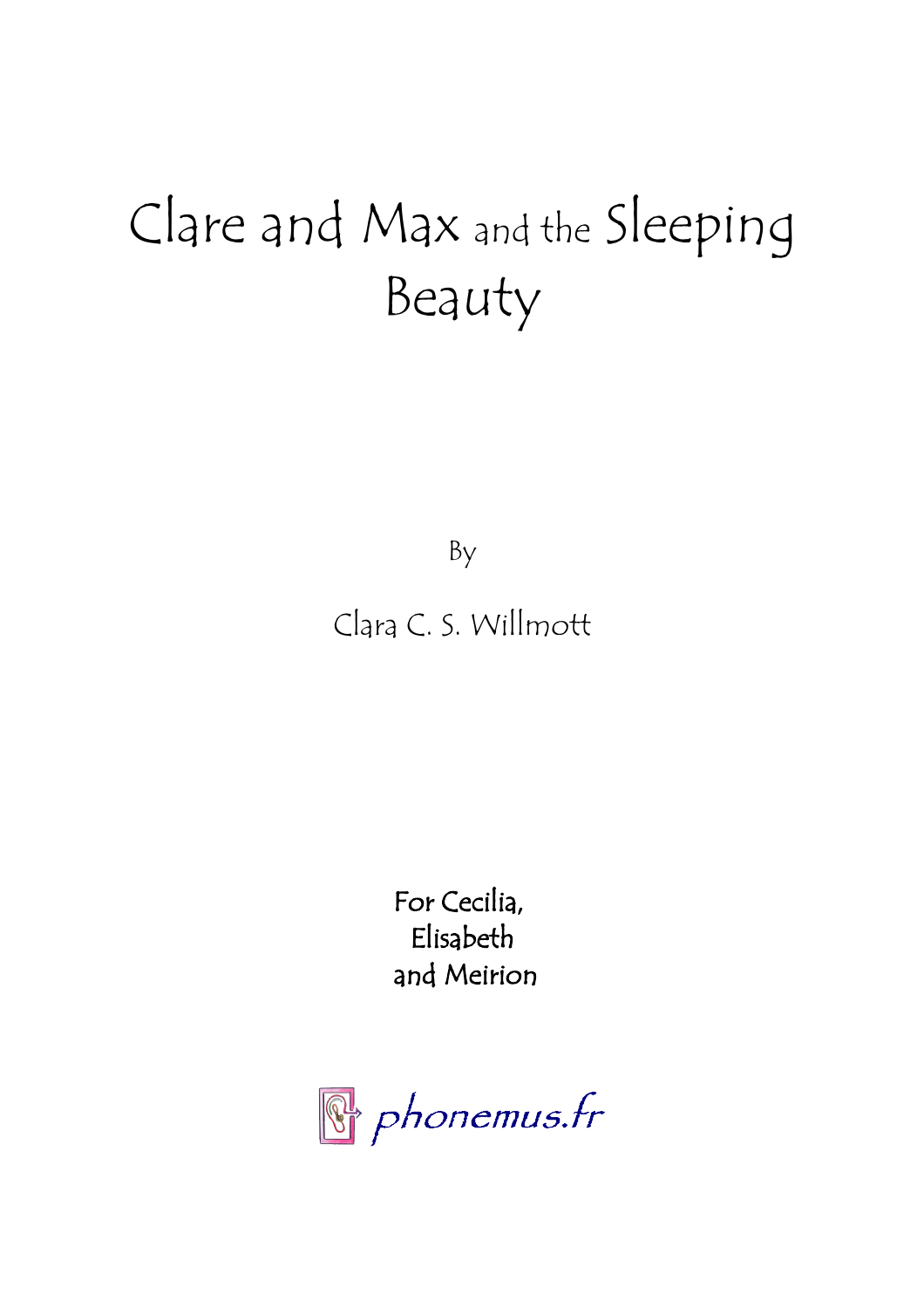# Clare and Max and the Sleeping Beauty

By

Clara C. S. Willmott

For Cecilia,
Elisabeth
and Meirion

phonemus.fr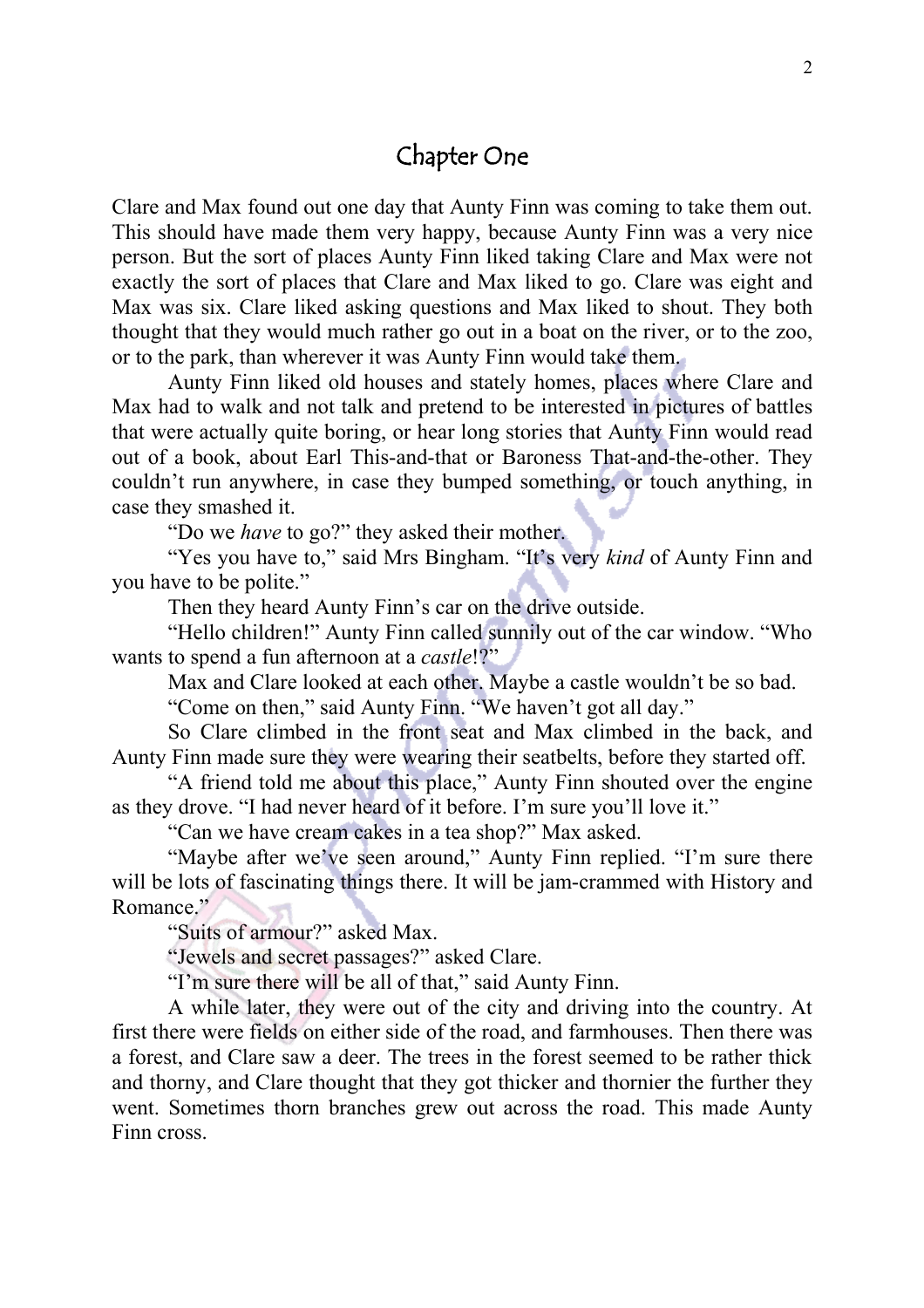## Chapter One

Clare and Max found out one day that Aunty Finn was coming to take them out. This should have made them very happy, because Aunty Finn was a very nice person. But the sort of places Aunty Finn liked taking Clare and Max were not exactly the sort of places that Clare and Max liked to go. Clare was eight and Max was six. Clare liked asking questions and Max liked to shout. They both thought that they would much rather go out in a boat on the river, or to the zoo, or to the park, than wherever it was Aunty Finn would take them.

Aunty Finn liked old houses and stately homes, places where Clare and Max had to walk and not talk and pretend to be interested in pictures of battles that were actually quite boring, or hear long stories that Aunty Finn would read out of a book, about Earl This-and-that or Baroness That-and-the-other. They couldn't run anywhere, in case they bumped something, or touch anything, in case they smashed it.

"Do we *have* to go?" they asked their mother.

"Yes you have to," said Mrs Bingham. "It's very *kind* of Aunty Finn and you have to be polite."

Then they heard Aunty Finn's car on the drive outside.

"Hello children!" Aunty Finn called sunnily out of the car window. "Who wants to spend a fun afternoon at a *castle*!?"

Max and Clare looked at each other. Maybe a castle wouldn't be so bad.

"Come on then," said Aunty Finn. "We haven't got all day."

So Clare climbed in the front seat and Max climbed in the back, and Aunty Finn made sure they were wearing their seatbelts, before they started off.

"A friend told me about this place," Aunty Finn shouted over the engine as they drove. "I had never heard of it before. I'm sure you'll love it."

"Can we have cream cakes in a tea shop?" Max asked.

"Maybe after we've seen around," Aunty Finn replied. "I'm sure there will be lots of fascinating things there. It will be jam-crammed with History and Romance."

"Suits of armour?" asked Max.

"Jewels and secret passages?" asked Clare.

"I'm sure there will be all of that," said Aunty Finn.

A while later, they were out of the city and driving into the country. At first there were fields on either side of the road, and farmhouses. Then there was a forest, and Clare saw a deer. The trees in the forest seemed to be rather thick and thorny, and Clare thought that they got thicker and thornier the further they went. Sometimes thorn branches grew out across the road. This made Aunty Finn cross.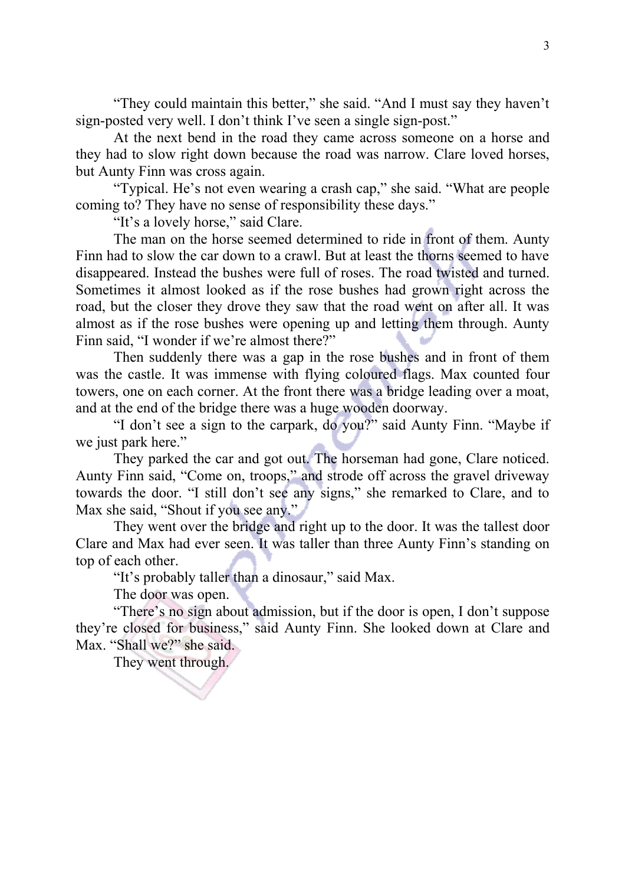"They could maintain this better," she said. "And I must say they haven't sign-posted very well. I don't think I've seen a single sign-post."

At the next bend in the road they came across someone on a horse and they had to slow right down because the road was narrow. Clare loved horses, but Aunty Finn was cross again.

"Typical. He's not even wearing a crash cap," she said. "What are people coming to? They have no sense of responsibility these days."

"It's a lovely horse," said Clare.

The man on the horse seemed determined to ride in front of them. Aunty Finn had to slow the car down to a crawl. But at least the thorns seemed to have disappeared. Instead the bushes were full of roses. The road twisted and turned. Sometimes it almost looked as if the rose bushes had grown right across the road, but the closer they drove they saw that the road went on after all. It was almost as if the rose bushes were opening up and letting them through. Aunty Finn said, "I wonder if we're almost there?"

Then suddenly there was a gap in the rose bushes and in front of them was the castle. It was immense with flying coloured flags. Max counted four towers, one on each corner. At the front there was a bridge leading over a moat, and at the end of the bridge there was a huge wooden doorway.

"I don't see a sign to the carpark, do you?" said Aunty Finn. "Maybe if we just park here."

They parked the car and got out. The horseman had gone, Clare noticed. Aunty Finn said, "Come on, troops," and strode off across the gravel driveway towards the door. "I still don't see any signs," she remarked to Clare, and to Max she said, "Shout if you see any."

They went over the bridge and right up to the door. It was the tallest door Clare and Max had ever seen. It was taller than three Aunty Finn's standing on top of each other.

"It's probably taller than a dinosaur," said Max.

The door was open.

"There's no sign about admission, but if the door is open, I don't suppose they're closed for business," said Aunty Finn. She looked down at Clare and Max. "Shall we?" she said.

They went through.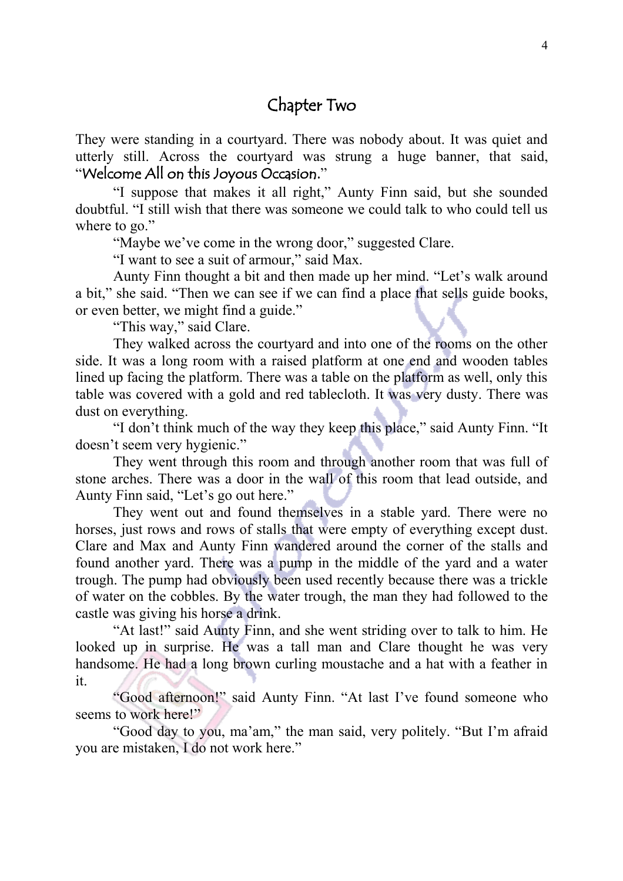## Chapter Two

They were standing in a courtyard. There was nobody about. It was quiet and utterly still. Across the courtyard was strung a huge banner, that said, "Welcome All on this Joyous Occasion."

"I suppose that makes it all right," Aunty Finn said, but she sounded doubtful. "I still wish that there was someone we could talk to who could tell us where to go."

"Maybe we've come in the wrong door," suggested Clare.

"I want to see a suit of armour," said Max.

Aunty Finn thought a bit and then made up her mind. "Let's walk around a bit," she said. "Then we can see if we can find a place that sells guide books, or even better, we might find a guide."

"This way," said Clare.

They walked across the courtyard and into one of the rooms on the other side. It was a long room with a raised platform at one end and wooden tables lined up facing the platform. There was a table on the platform as well, only this table was covered with a gold and red tablecloth. It was very dusty. There was dust on everything.

"I don't think much of the way they keep this place," said Aunty Finn. "It doesn't seem very hygienic."

They went through this room and through another room that was full of stone arches. There was a door in the wall of this room that lead outside, and Aunty Finn said, "Let's go out here."

They went out and found themselves in a stable yard. There were no horses, just rows and rows of stalls that were empty of everything except dust. Clare and Max and Aunty Finn wandered around the corner of the stalls and found another yard. There was a pump in the middle of the yard and a water trough. The pump had obviously been used recently because there was a trickle of water on the cobbles. By the water trough, the man they had followed to the castle was giving his horse a drink.

"At last!" said Aunty Finn, and she went striding over to talk to him. He looked up in surprise. He was a tall man and Clare thought he was very handsome. He had a long brown curling moustache and a hat with a feather in it.

"Good afternoon!" said Aunty Finn. "At last I've found someone who seems to work here!"

"Good day to you, ma'am," the man said, very politely. "But I'm afraid you are mistaken, I do not work here."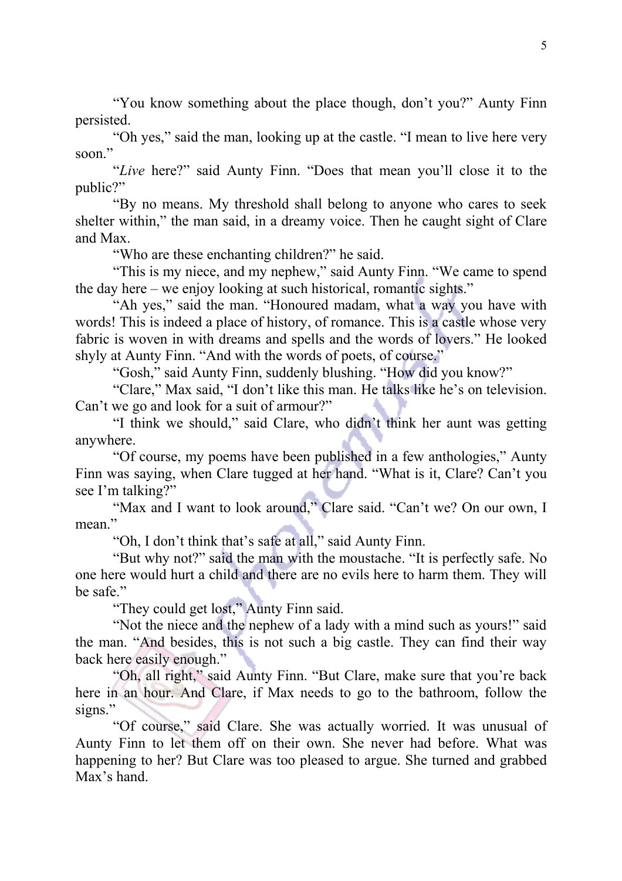"You know something about the place though, don't you?" Aunty Finn persisted.

"Oh yes," said the man, looking up at the castle. "I mean to live here very soon."

"*Live* here?" said Aunty Finn. "Does that mean you'll close it to the public?"

"By no means. My threshold shall belong to anyone who cares to seek shelter within," the man said, in a dreamy voice. Then he caught sight of Clare and Max.

"Who are these enchanting children?" he said.

"This is my niece, and my nephew," said Aunty Finn. "We came to spend the day here – we enjoy looking at such historical, romantic sights."

"Ah yes," said the man. "Honoured madam, what a way you have with words! This is indeed a place of history, of romance. This is a castle whose very fabric is woven in with dreams and spells and the words of lovers." He looked shyly at Aunty Finn. "And with the words of poets, of course."

"Gosh," said Aunty Finn, suddenly blushing. "How did you know?"

"Clare," Max said, "I don't like this man. He talks like he's on television. Can't we go and look for a suit of armour?"

"I think we should," said Clare, who didn't think her aunt was getting anywhere.

"Of course, my poems have been published in a few anthologies," Aunty Finn was saying, when Clare tugged at her hand. "What is it, Clare? Can't you see I'm talking?"

"Max and I want to look around," Clare said. "Can't we? On our own, I mean."

"Oh, I don't think that's safe at all," said Aunty Finn.

"But why not?" said the man with the moustache. "It is perfectly safe. No one here would hurt a child and there are no evils here to harm them. They will be safe."

"They could get lost," Aunty Finn said.

"Not the niece and the nephew of a lady with a mind such as yours!" said the man. "And besides, this is not such a big castle. They can find their way back here easily enough."

"Oh, all right," said Aunty Finn. "But Clare, make sure that you're back here in an hour. And Clare, if Max needs to go to the bathroom, follow the signs."

"Of course," said Clare. She was actually worried. It was unusual of Aunty Finn to let them off on their own. She never had before. What was happening to her? But Clare was too pleased to argue. She turned and grabbed Max's hand.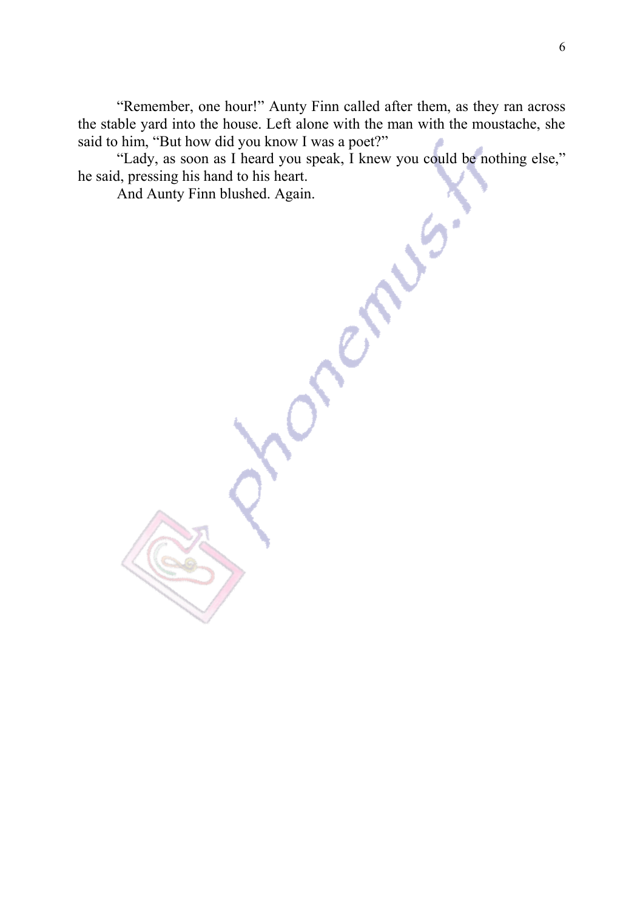"Remember, one hour!" Aunty Finn called after them, as they ran across the stable yard into the house. Left alone with the man with the moustache, she said to him, "But how did you know I was a poet?"

"Lady, as soon as I heard you speak, I knew you could be nothing else," he said, pressing his hand to his heart.

And Aunty Finn blushed. Again.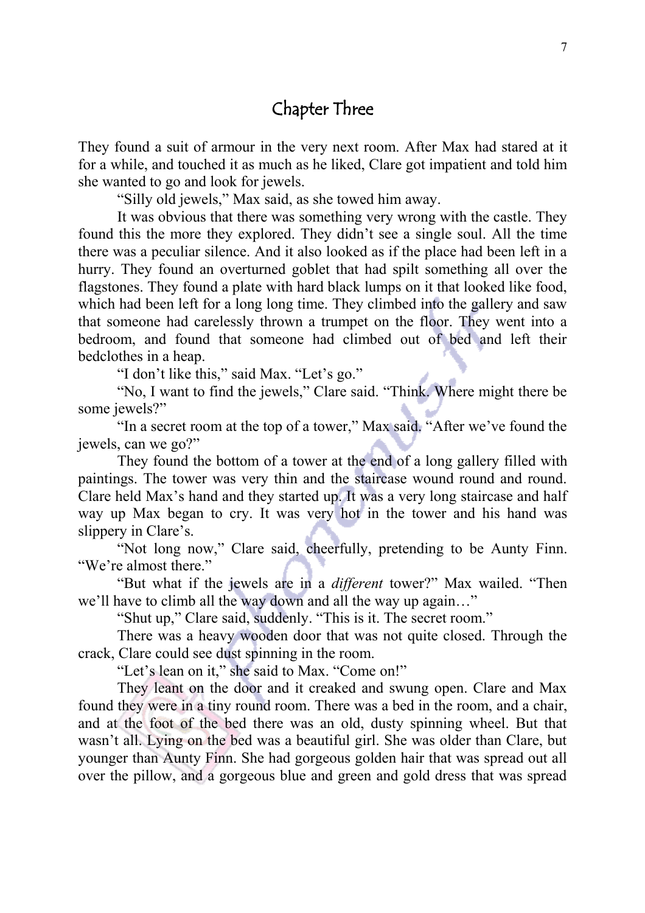## Chapter Three

They found a suit of armour in the very next room. After Max had stared at it for a while, and touched it as much as he liked, Clare got impatient and told him she wanted to go and look for jewels.

"Silly old jewels," Max said, as she towed him away.

It was obvious that there was something very wrong with the castle. They found this the more they explored. They didn't see a single soul. All the time there was a peculiar silence. And it also looked as if the place had been left in a hurry. They found an overturned goblet that had spilt something all over the flagstones. They found a plate with hard black lumps on it that looked like food, which had been left for a long long time. They climbed into the gallery and saw that someone had carelessly thrown a trumpet on the floor. They went into a bedroom, and found that someone had climbed out of bed and left their bedclothes in a heap.

"I don't like this," said Max. "Let's go."

"No, I want to find the jewels," Clare said. "Think. Where might there be some jewels?"

"In a secret room at the top of a tower," Max said. "After we've found the jewels, can we go?"

They found the bottom of a tower at the end of a long gallery filled with paintings. The tower was very thin and the staircase wound round and round. Clare held Max's hand and they started up. It was a very long staircase and half way up Max began to cry. It was very hot in the tower and his hand was slippery in Clare's.

"Not long now," Clare said, cheerfully, pretending to be Aunty Finn. "We're almost there."

"But what if the jewels are in a *different* tower?" Max wailed. "Then we'll have to climb all the way down and all the way up again…"

"Shut up," Clare said, suddenly. "This is it. The secret room."

There was a heavy wooden door that was not quite closed. Through the crack, Clare could see dust spinning in the room.

"Let's lean on it," she said to Max. "Come on!"

They leant on the door and it creaked and swung open. Clare and Max found they were in a tiny round room. There was a bed in the room, and a chair, and at the foot of the bed there was an old, dusty spinning wheel. But that wasn't all. Lying on the bed was a beautiful girl. She was older than Clare, but younger than Aunty Finn. She had gorgeous golden hair that was spread out all over the pillow, and a gorgeous blue and green and gold dress that was spread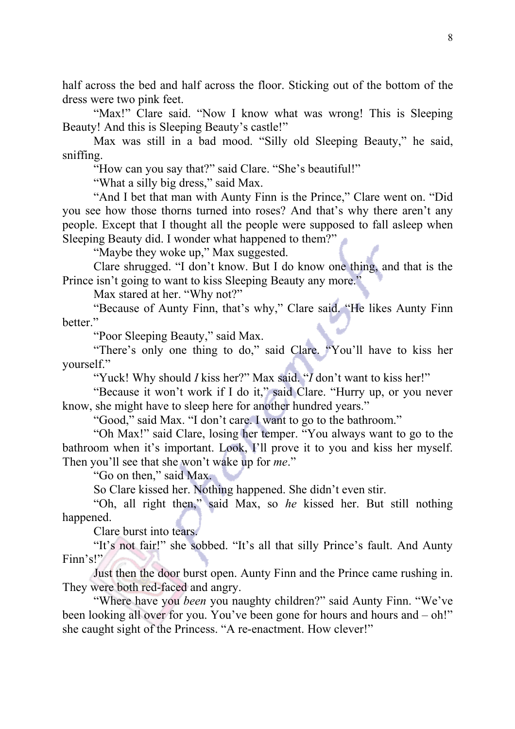half across the bed and half across the floor. Sticking out of the bottom of the dress were two pink feet.

"Max!" Clare said. "Now I know what was wrong! This is Sleeping Beauty! And this is Sleeping Beauty's castle!"

Max was still in a bad mood. "Silly old Sleeping Beauty," he said, sniffing.

"How can you say that?" said Clare. "She's beautiful!"

"What a silly big dress," said Max.

"And I bet that man with Aunty Finn is the Prince," Clare went on. "Did you see how those thorns turned into roses? And that's why there aren't any people. Except that I thought all the people were supposed to fall asleep when Sleeping Beauty did. I wonder what happened to them?"

"Maybe they woke up," Max suggested.

Clare shrugged. "I don't know. But I do know one thing, and that is the Prince isn't going to want to kiss Sleeping Beauty any more."

Max stared at her. "Why not?"

"Because of Aunty Finn, that's why," Clare said. "He likes Aunty Finn better."

"Poor Sleeping Beauty," said Max.

"There's only one thing to do," said Clare. "You'll have to kiss her yourself."

"Yuck! Why should *I* kiss her?" Max said. "*I* don't want to kiss her!"

"Because it won't work if I do it," said Clare. "Hurry up, or you never know, she might have to sleep here for another hundred years."

"Good," said Max. "I don't care. I want to go to the bathroom."

"Oh Max!" said Clare, losing her temper. "You always want to go to the bathroom when it's important. Look, I'll prove it to you and kiss her myself. Then you'll see that she won't wake up for *me*."

"Go on then," said Max.

So Clare kissed her. Nothing happened. She didn't even stir.

"Oh, all right then," said Max, so *he* kissed her. But still nothing happened.

Clare burst into tears.

"It's not fair!" she sobbed. "It's all that silly Prince's fault. And Aunty Finn's!"

Just then the door burst open. Aunty Finn and the Prince came rushing in. They were both red-faced and angry.

"Where have you *been* you naughty children?" said Aunty Finn. "We've been looking all over for you. You've been gone for hours and hours and – oh!" she caught sight of the Princess. "A re-enactment. How clever!"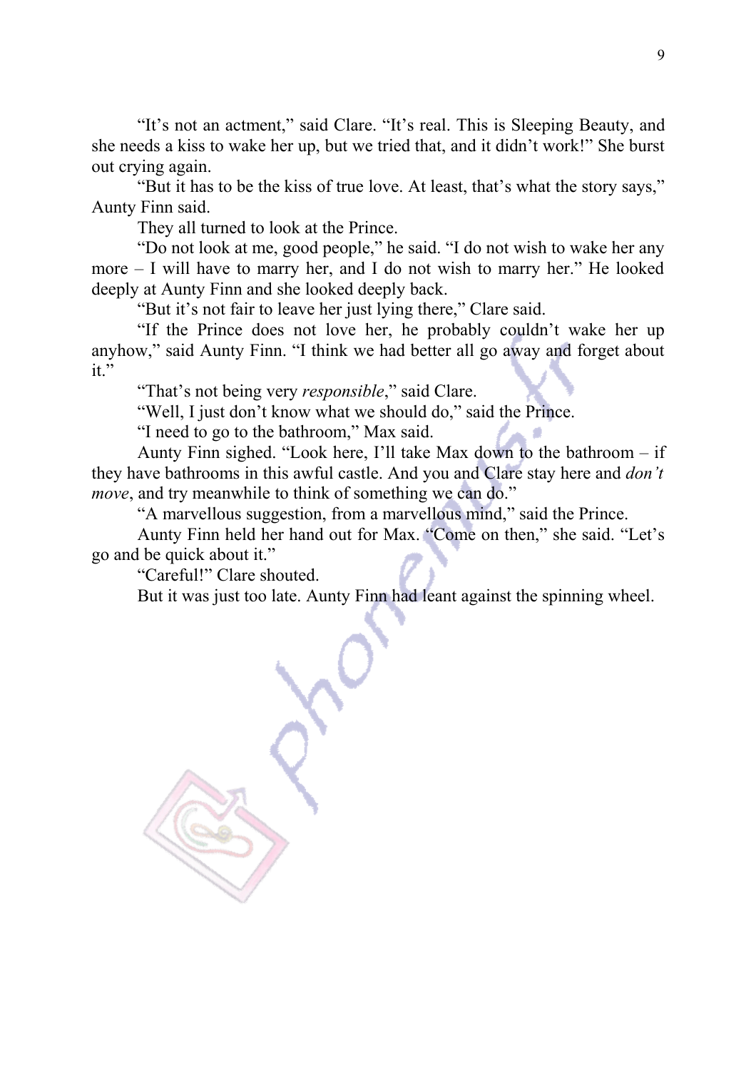"It's not an actment," said Clare. "It's real. This is Sleeping Beauty, and she needs a kiss to wake her up, but we tried that, and it didn't work!" She burst out crying again.

"But it has to be the kiss of true love. At least, that's what the story says," Aunty Finn said.

They all turned to look at the Prince.

"Do not look at me, good people," he said. "I do not wish to wake her any more – I will have to marry her, and I do not wish to marry her." He looked deeply at Aunty Finn and she looked deeply back.

"But it's not fair to leave her just lying there," Clare said.

"If the Prince does not love her, he probably couldn't wake her up anyhow," said Aunty Finn. "I think we had better all go away and forget about it."

"That's not being very *responsible*," said Clare.

"Well, I just don't know what we should do," said the Prince.

"I need to go to the bathroom," Max said.

Aunty Finn sighed. "Look here, I'll take Max down to the bathroom – if they have bathrooms in this awful castle. And you and Clare stay here and *don't move*, and try meanwhile to think of something we can do."

"A marvellous suggestion, from a marvellous mind," said the Prince.

Aunty Finn held her hand out for Max. "Come on then," she said. "Let's go and be quick about it."

"Careful!" Clare shouted.

But it was just too late. Aunty Finn had leant against the spinning wheel.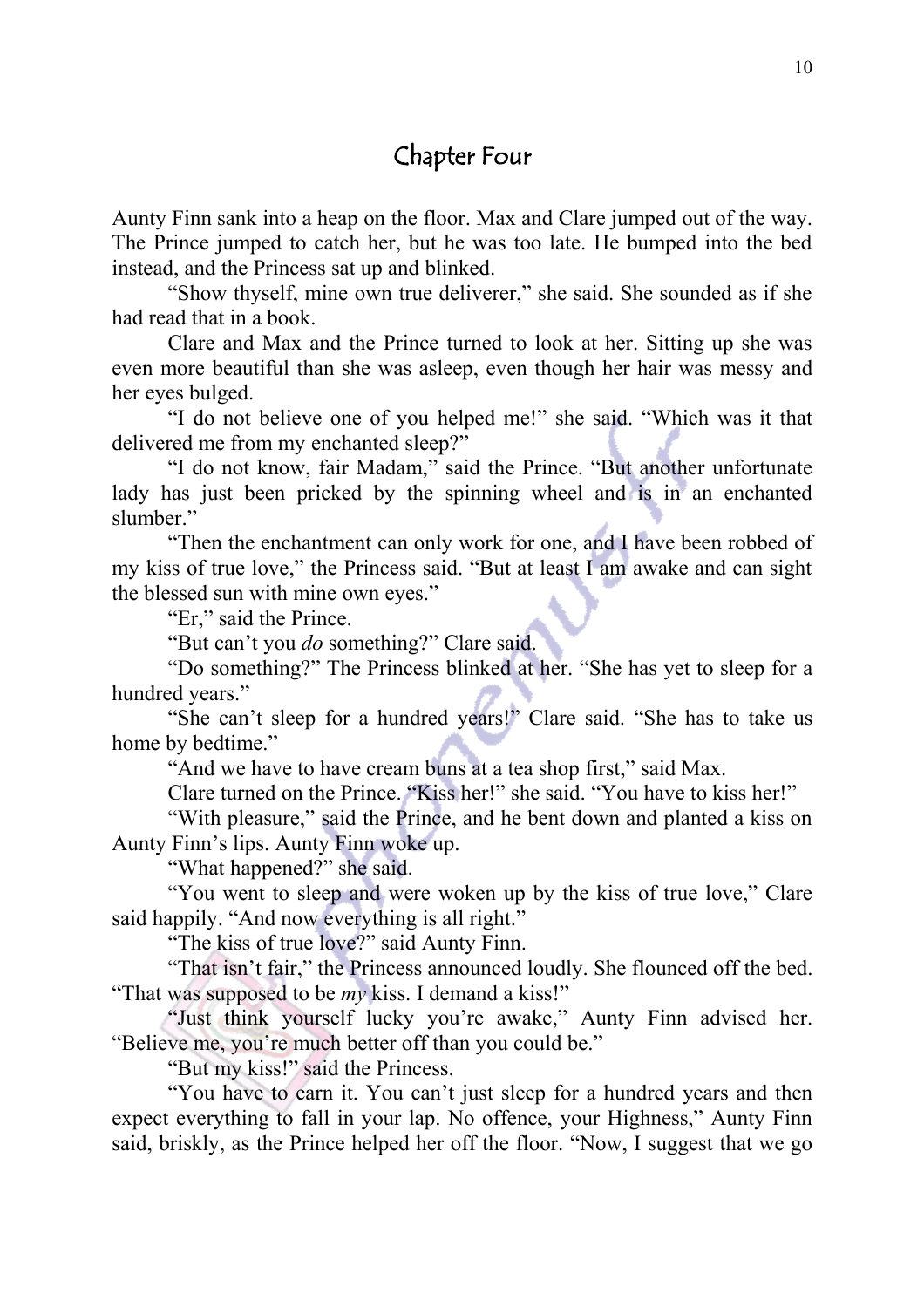## Chapter Four

Aunty Finn sank into a heap on the floor. Max and Clare jumped out of the way. The Prince jumped to catch her, but he was too late. He bumped into the bed instead, and the Princess sat up and blinked.

"Show thyself, mine own true deliverer," she said. She sounded as if she had read that in a book.

Clare and Max and the Prince turned to look at her. Sitting up she was even more beautiful than she was asleep, even though her hair was messy and her eyes bulged.

"I do not believe one of you helped me!" she said. "Which was it that delivered me from my enchanted sleep?"

"I do not know, fair Madam," said the Prince. "But another unfortunate lady has just been pricked by the spinning wheel and is in an enchanted slumber."

"Then the enchantment can only work for one, and I have been robbed of my kiss of true love," the Princess said. "But at least I am awake and can sight the blessed sun with mine own eyes."

"Er," said the Prince.

"But can't you *do* something?" Clare said.

"Do something?" The Princess blinked at her. "She has yet to sleep for a hundred years."

"She can't sleep for a hundred years!" Clare said. "She has to take us home by bedtime."

"And we have to have cream buns at a tea shop first," said Max.

Clare turned on the Prince. "Kiss her!" she said. "You have to kiss her!"

"With pleasure," said the Prince, and he bent down and planted a kiss on Aunty Finn's lips. Aunty Finn woke up.

"What happened?" she said.

"You went to sleep and were woken up by the kiss of true love," Clare said happily. "And now everything is all right."

"The kiss of true love?" said Aunty Finn.

"That isn't fair," the Princess announced loudly. She flounced off the bed. "That was supposed to be *my* kiss. I demand a kiss!"

"Just think yourself lucky you're awake," Aunty Finn advised her. "Believe me, you're much better off than you could be."

"But my kiss!" said the Princess.

"You have to earn it. You can't just sleep for a hundred years and then expect everything to fall in your lap. No offence, your Highness," Aunty Finn said, briskly, as the Prince helped her off the floor. "Now, I suggest that we go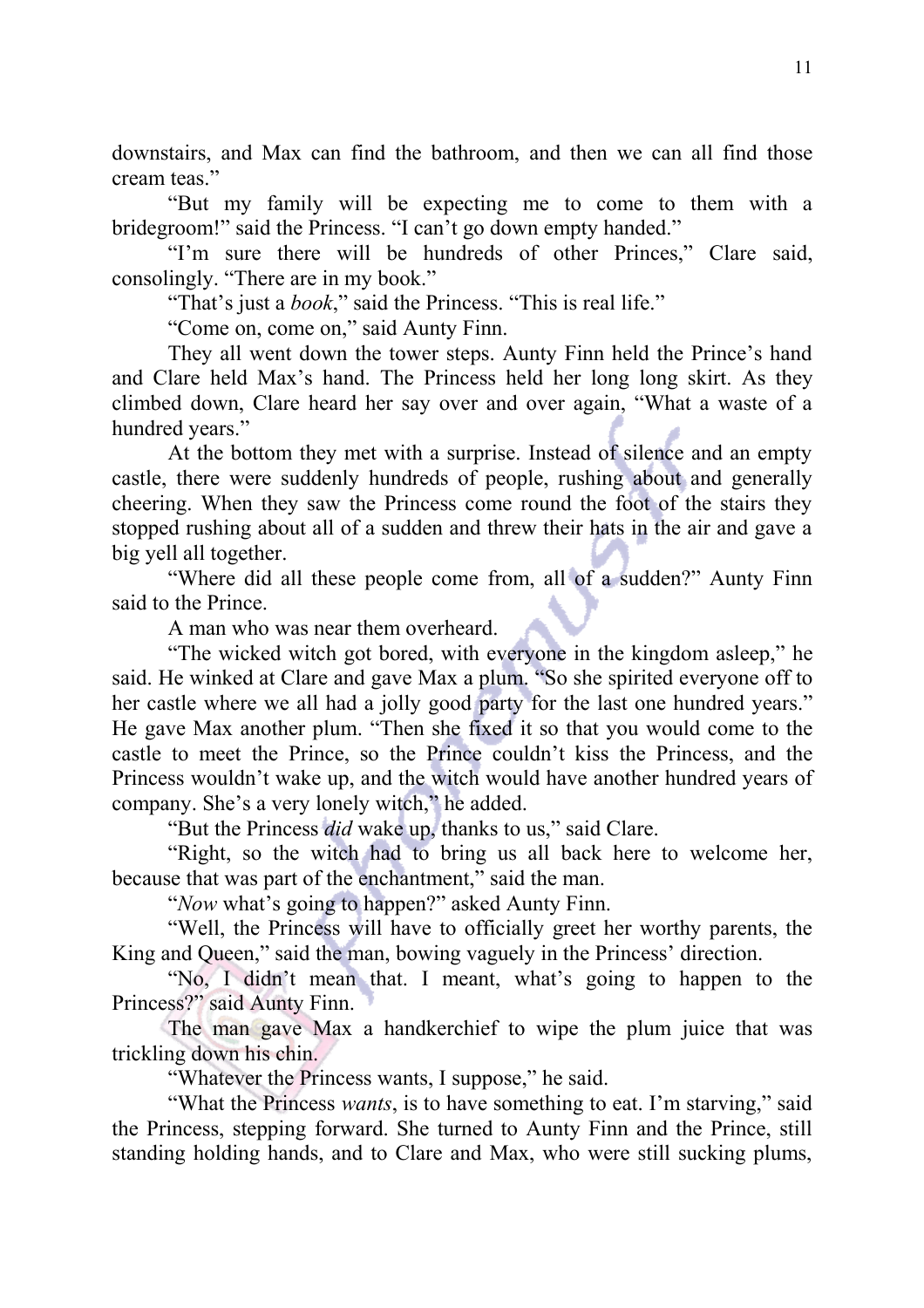downstairs, and Max can find the bathroom, and then we can all find those cream teas."

"But my family will be expecting me to come to them with a bridegroom!" said the Princess. "I can't go down empty handed."

"I'm sure there will be hundreds of other Princes," Clare said, consolingly. "There are in my book."

"That's just a *book*," said the Princess. "This is real life."

"Come on, come on," said Aunty Finn.

They all went down the tower steps. Aunty Finn held the Prince's hand and Clare held Max's hand. The Princess held her long long skirt. As they climbed down, Clare heard her say over and over again, "What a waste of a hundred years."

At the bottom they met with a surprise. Instead of silence and an empty castle, there were suddenly hundreds of people, rushing about and generally cheering. When they saw the Princess come round the foot of the stairs they stopped rushing about all of a sudden and threw their hats in the air and gave a big yell all together.

"Where did all these people come from, all of a sudden?" Aunty Finn said to the Prince.

A man who was near them overheard.

"The wicked witch got bored, with everyone in the kingdom asleep," he said. He winked at Clare and gave Max a plum. "So she spirited everyone off to her castle where we all had a jolly good party for the last one hundred years." He gave Max another plum. "Then she fixed it so that you would come to the castle to meet the Prince, so the Prince couldn't kiss the Princess, and the Princess wouldn't wake up, and the witch would have another hundred years of company. She's a very lonely witch," he added.

"But the Princess *did* wake up, thanks to us," said Clare.

"Right, so the witch had to bring us all back here to welcome her, because that was part of the enchantment," said the man.

"*Now* what's going to happen?" asked Aunty Finn.

"Well, the Princess will have to officially greet her worthy parents, the King and Queen," said the man, bowing vaguely in the Princess' direction.

"No, I didn't mean that. I meant, what's going to happen to the Princess?" said Aunty Finn.

The man gave Max a handkerchief to wipe the plum juice that was trickling down his chin.

"Whatever the Princess wants, I suppose," he said.

"What the Princess *wants*, is to have something to eat. I'm starving," said the Princess, stepping forward. She turned to Aunty Finn and the Prince, still standing holding hands, and to Clare and Max, who were still sucking plums,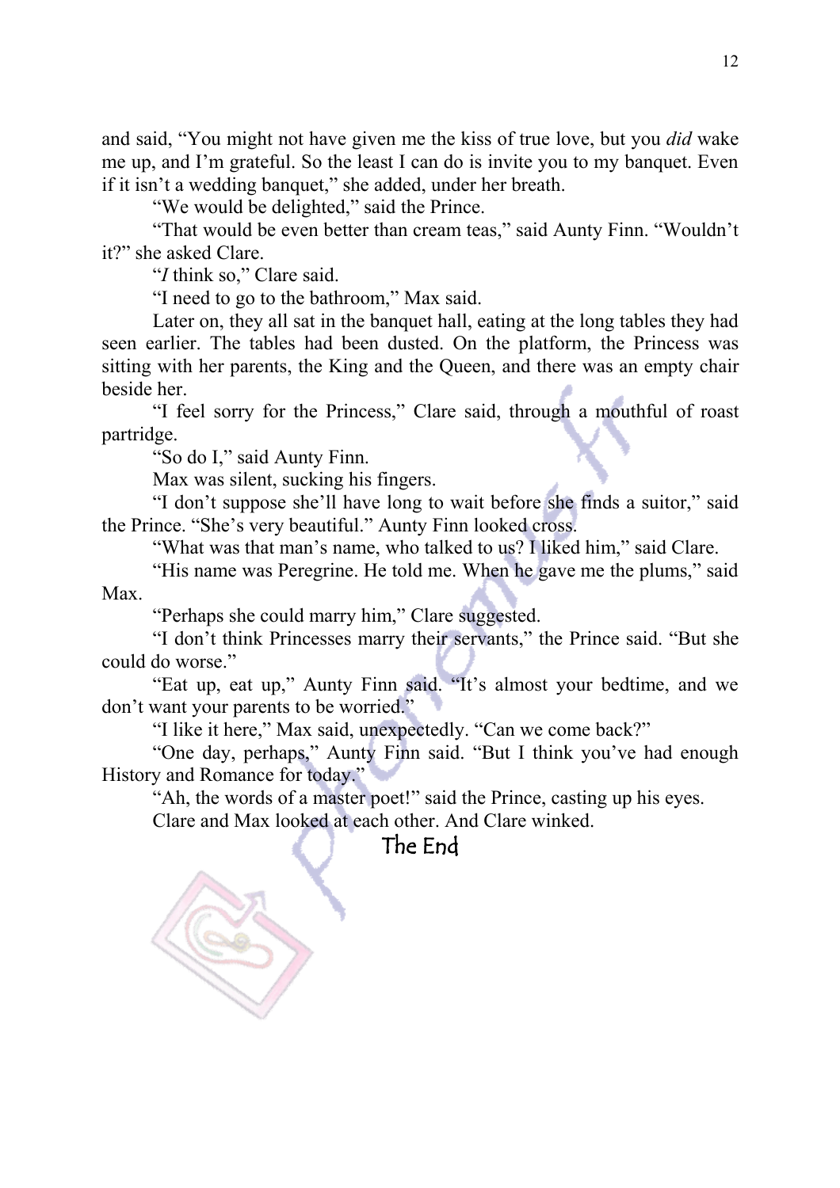and said, "You might not have given me the kiss of true love, but you *did* wake me up, and I'm grateful. So the least I can do is invite you to my banquet. Even if it isn't a wedding banquet," she added, under her breath.

"We would be delighted," said the Prince.

"That would be even better than cream teas," said Aunty Finn. "Wouldn't it?" she asked Clare.

"*I* think so," Clare said.

"I need to go to the bathroom," Max said.

Later on, they all sat in the banquet hall, eating at the long tables they had seen earlier. The tables had been dusted. On the platform, the Princess was sitting with her parents, the King and the Queen, and there was an empty chair beside her.

"I feel sorry for the Princess," Clare said, through a mouthful of roast partridge.

"So do I," said Aunty Finn.

Max was silent, sucking his fingers.

"I don't suppose she'll have long to wait before she finds a suitor," said the Prince. "She's very beautiful." Aunty Finn looked cross.

"What was that man's name, who talked to us? I liked him," said Clare.

"His name was Peregrine. He told me. When he gave me the plums," said Max.

"Perhaps she could marry him," Clare suggested.

"I don't think Princesses marry their servants," the Prince said. "But she could do worse."

"Eat up, eat up," Aunty Finn said. "It's almost your bedtime, and we don't want your parents to be worried."

"I like it here," Max said, unexpectedly. "Can we come back?"

"One day, perhaps," Aunty Finn said. "But I think you've had enough History and Romance for today."

"Ah, the words of a master poet!" said the Prince, casting up his eyes.

Clare and Max looked at each other. And Clare winked.

The End